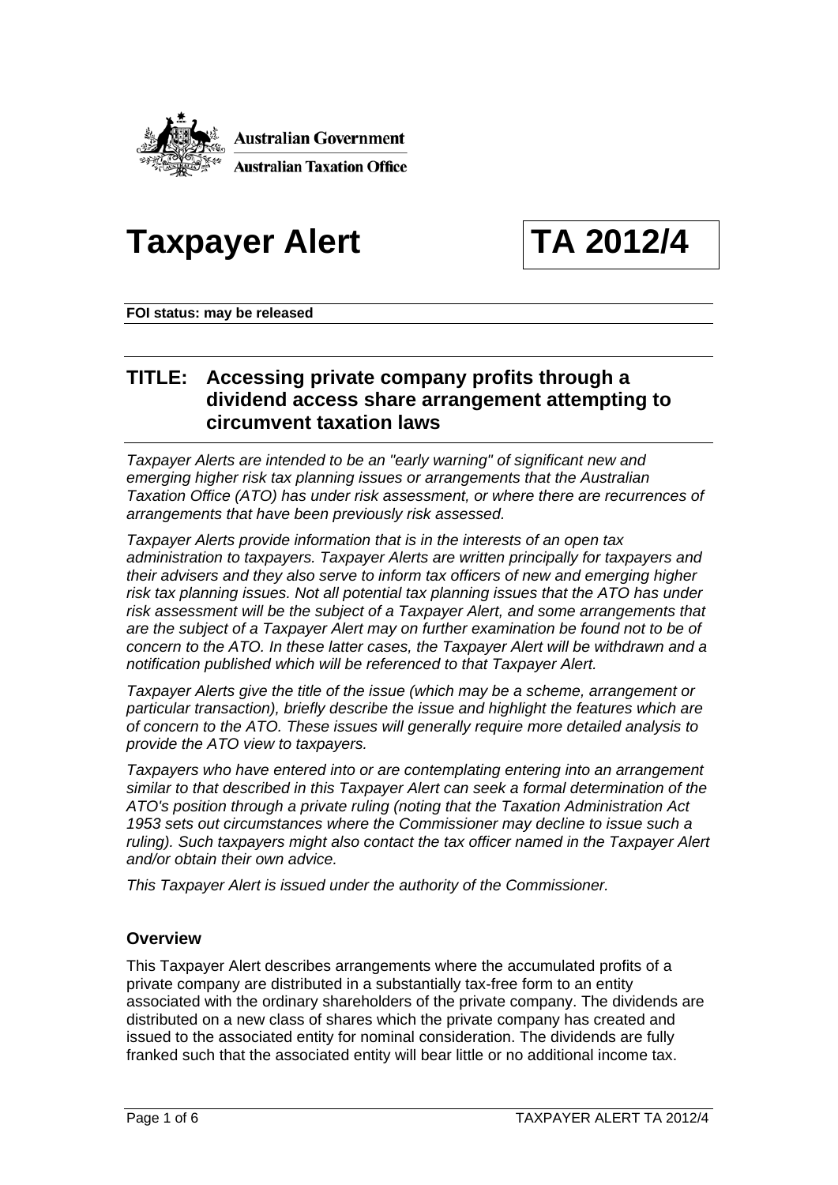Australian Government

Australian Taxation Office

# Taxpayer Alert

# TA 2012/4

**FOI status: may be released**

## TITLE: Accessing private company profits through a dividend access share arrangement attempting to circumvent taxation laws

*Taxpayer Alerts are intended to be an "early warning" of significant new and emerging higher risk tax planning issues or arrangements that the Australian Taxation Office (ATO) has under risk assessment, or where there are recurrences of arrangements that have been previously risk assessed.*

*Taxpayer Alerts provide information that is in the interests of an open tax administration to taxpayers. Taxpayer Alerts are written principally for taxpayers and their advisers and they also serve to inform tax officers of new and emerging higher risk tax planning issues. Not all potential tax planning issues that the ATO has under risk assessment will be the subject of a Taxpayer Alert, and some arrangements that are the subject of a Taxpayer Alert may on further examination be found not to be of concern to the ATO. In these latter cases, the Taxpayer Alert will be withdrawn and a notification published which will be referenced to that Taxpayer Alert.*

*Taxpayer Alerts give the title of the issue (which may be a scheme, arrangement or particular transaction), briefly describe the issue and highlight the features which are of concern to the ATO. These issues will generally require more detailed analysis to provide the ATO view to taxpayers.*

*Taxpayers who have entered into or are contemplating entering into an arrangement similar to that described in this Taxpayer Alert can seek a formal determination of the ATO's position through a private ruling (noting that the Taxation Administration Act 1953 sets out circumstances where the Commissioner may decline to issue such a ruling). Such taxpayers might also contact the tax officer named in the Taxpayer Alert and/or obtain their own advice.*

*This Taxpayer Alert is issued under the authority of the Commissioner.*

### Overview

This Taxpayer Alert describes arrangements where the accumulated profits of a private company are distributed in a substantially tax-free form to an entity associated with the ordinary shareholders of the private company. The dividends are distributed on a new class of shares which the private company has created and issued to the associated entity for nominal consideration. The dividends are fully franked such that the associated entity will bear little or no additional income tax.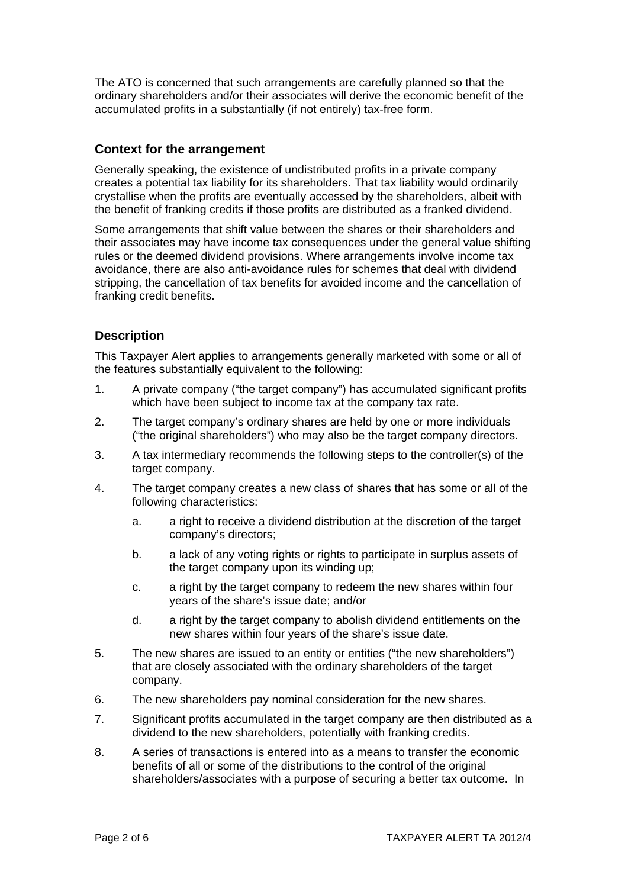The ATO is concerned that such arrangements are carefully planned so that the ordinary shareholders and/or their associates will derive the economic benefit of the accumulated profits in a substantially (if not entirely) tax-free form.

## Context for the arrangement

Generally speaking, the existence of undistributed profits in a private company creates a potential tax liability for its shareholders. That tax liability would ordinarily crystallise when the profits are eventually accessed by the shareholders, albeit with the benefit of franking credits if those profits are distributed as a franked dividend.

Some arrangements that shift value between the shares or their shareholders and their associates may have income tax consequences under the general value shifting rules or the deemed dividend provisions. Where arrangements involve income tax avoidance, there are also anti-avoidance rules for schemes that deal with dividend stripping, the cancellation of tax benefits for avoided income and the cancellation of franking credit benefits.

## Description

This Taxpayer Alert applies to arrangements generally marketed with some or all of the features substantially equivalent to the following:

1. A private company ("the target company") has accumulated significant profits which have been subject to income tax at the company tax rate.
2. The target company's ordinary shares are held by one or more individuals ("the original shareholders") who may also be the target company directors.
3. A tax intermediary recommends the following steps to the controller(s) of the target company.
4. The target company creates a new class of shares that has some or all of the following characteristics:
   a. a right to receive a dividend distribution at the discretion of the target company's directors;
   b. a lack of any voting rights or rights to participate in surplus assets of the target company upon its winding up;
   c. a right by the target company to redeem the new shares within four years of the share's issue date; and/or
   d. a right by the target company to abolish dividend entitlements on the new shares within four years of the share's issue date.
5. The new shares are issued to an entity or entities ("the new shareholders") that are closely associated with the ordinary shareholders of the target company.
6. The new shareholders pay nominal consideration for the new shares.
7. Significant profits accumulated in the target company are then distributed as a dividend to the new shareholders, potentially with franking credits.
8. A series of transactions is entered into as a means to transfer the economic benefits of all or some of the distributions to the control of the original shareholders/associates with a purpose of securing a better tax outcome. In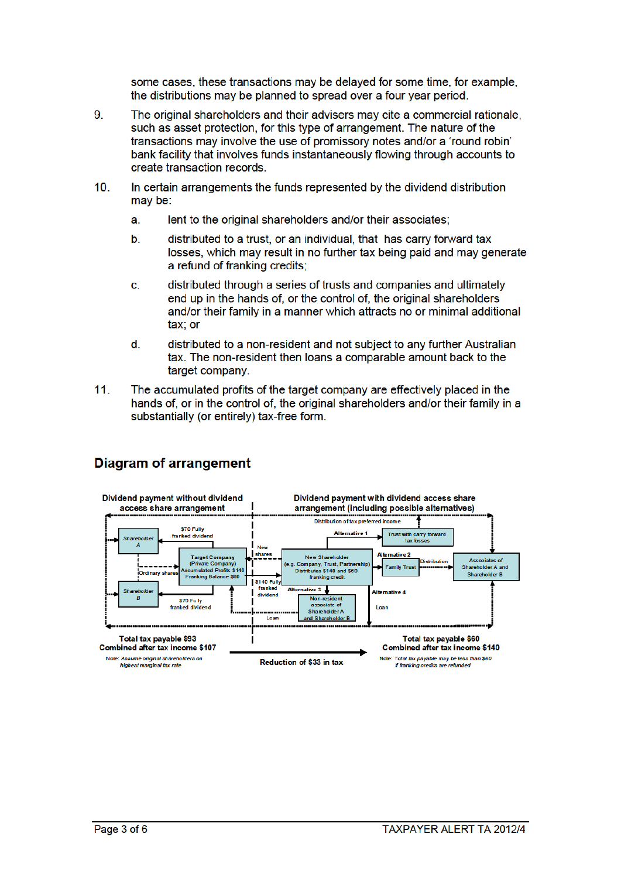some cases, these transactions may be delayed for some time, for example, the distributions may be planned to spread over a four year period.

9. The original shareholders and their advisers may cite a commercial rationale, such as asset protection, for this type of arrangement. The nature of the transactions may involve the use of promissory notes and/or a 'round robin' bank facility that involves funds instantaneously flowing through accounts to create transaction records.

10. In certain arrangements the funds represented by the dividend distribution may be:

    a. lent to the original shareholders and/or their associates;

    b. distributed to a trust, or an individual, that has carry forward tax losses, which may result in no further tax being paid and may generate a refund of franking credits;

    c. distributed through a series of trusts and companies and ultimately end up in the hands of, or the control of, the original shareholders and/or their family in a manner which attracts no or minimal additional tax; or

    d. distributed to a non-resident and not subject to any further Australian tax. The non-resident then loans a comparable amount back to the target company.

11. The accumulated profits of the target company are effectively placed in the hands of, or in the control of, the original shareholders and/or their family in a substantially (or entirely) tax-free form.

## Diagram of arrangement

**Dividend payment without dividend access share arrangement**

Shareholder A — $70 Fully franked dividend
Shareholder B — $70 Fully franked dividend
Ordinary shares
Target Company (Private Company) Accumulated Profits $140 Franking Balance $60

**Total tax payable $93**
**Combined after tax income $107**

*Note: Assume original shareholders on highest marginal tax rate*

**Dividend payment with dividend access share arrangement (including possible alternatives)**

New shares
$140 Fully franked dividend
New Shareholder (e.g. Company, Trust, Partnership) Distributes $140 and $60 franking credit
Distribution of tax preferred income
Alternative 1 — Trust with carry forward tax losses
Alternative 2 — Family Trust — Distribution — Associates of Shareholder A and Shareholder B
Alternative 3 — Non-resident associate of Shareholder A and Shareholder B — Loan
Alternative 4 — Loan

**Total tax payable $60**
**Combined after tax income $140**

*Note: Total tax payable may be less than $60 if franking credits are refunded*

**Reduction of $33 in tax**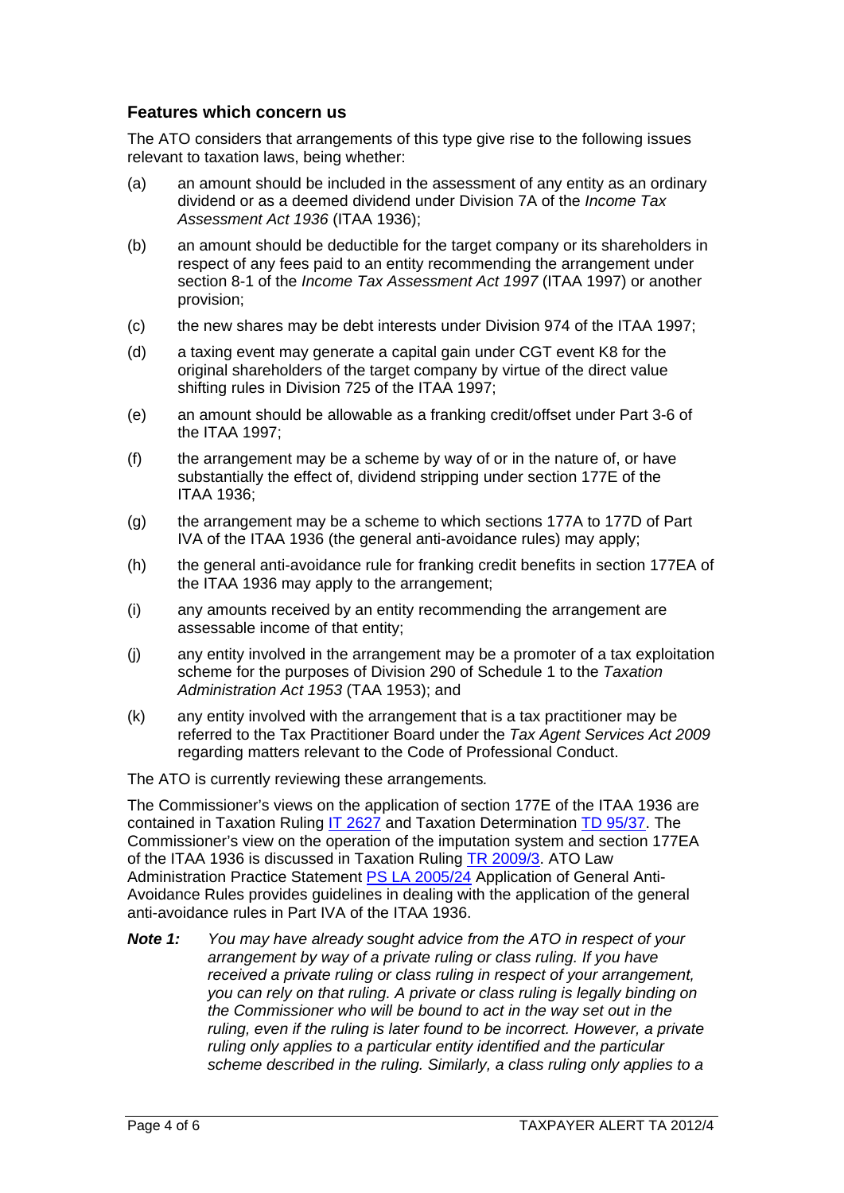### Features which concern us

The ATO considers that arrangements of this type give rise to the following issues relevant to taxation laws, being whether:

(a) an amount should be included in the assessment of any entity as an ordinary dividend or as a deemed dividend under Division 7A of the *Income Tax Assessment Act 1936* (ITAA 1936);

(b) an amount should be deductible for the target company or its shareholders in respect of any fees paid to an entity recommending the arrangement under section 8-1 of the *Income Tax Assessment Act 1997* (ITAA 1997) or another provision;

(c) the new shares may be debt interests under Division 974 of the ITAA 1997;

(d) a taxing event may generate a capital gain under CGT event K8 for the original shareholders of the target company by virtue of the direct value shifting rules in Division 725 of the ITAA 1997;

(e) an amount should be allowable as a franking credit/offset under Part 3-6 of the ITAA 1997;

(f) the arrangement may be a scheme by way of or in the nature of, or have substantially the effect of, dividend stripping under section 177E of the ITAA 1936;

(g) the arrangement may be a scheme to which sections 177A to 177D of Part IVA of the ITAA 1936 (the general anti-avoidance rules) may apply;

(h) the general anti-avoidance rule for franking credit benefits in section 177EA of the ITAA 1936 may apply to the arrangement;

(i) any amounts received by an entity recommending the arrangement are assessable income of that entity;

(j) any entity involved in the arrangement may be a promoter of a tax exploitation scheme for the purposes of Division 290 of Schedule 1 to the *Taxation Administration Act 1953* (TAA 1953); and

(k) any entity involved with the arrangement that is a tax practitioner may be referred to the Tax Practitioner Board under the *Tax Agent Services Act 2009* regarding matters relevant to the Code of Professional Conduct.

The ATO is currently reviewing these arrangements*.*

The Commissioner's views on the application of section 177E of the ITAA 1936 are contained in Taxation Ruling IT 2627 and Taxation Determination TD 95/37. The Commissioner's view on the operation of the imputation system and section 177EA of the ITAA 1936 is discussed in Taxation Ruling TR 2009/3. ATO Law Administration Practice Statement PS LA 2005/24 Application of General Anti-Avoidance Rules provides guidelines in dealing with the application of the general anti-avoidance rules in Part IVA of the ITAA 1936.

***Note 1:*** *You may have already sought advice from the ATO in respect of your arrangement by way of a private ruling or class ruling. If you have received a private ruling or class ruling in respect of your arrangement, you can rely on that ruling. A private or class ruling is legally binding on the Commissioner who will be bound to act in the way set out in the ruling, even if the ruling is later found to be incorrect. However, a private ruling only applies to a particular entity identified and the particular scheme described in the ruling. Similarly, a class ruling only applies to a*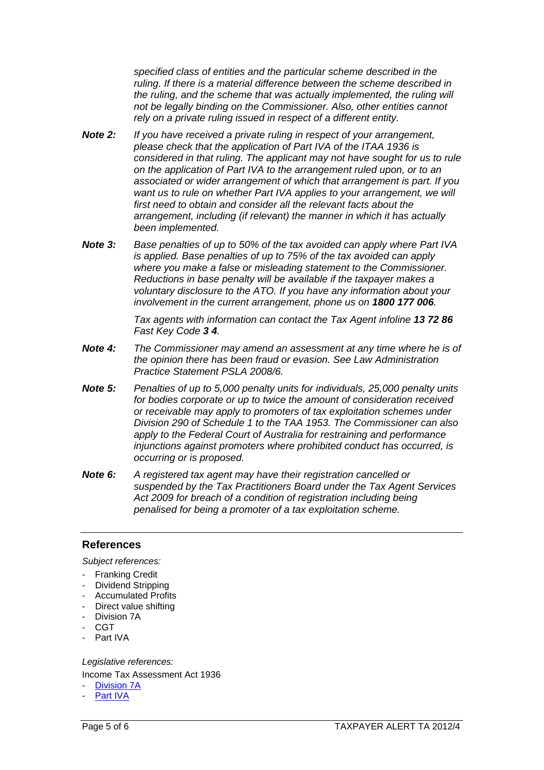*specified class of entities and the particular scheme described in the ruling. If there is a material difference between the scheme described in the ruling, and the scheme that was actually implemented, the ruling will not be legally binding on the Commissioner. Also, other entities cannot rely on a private ruling issued in respect of a different entity.*

***Note 2:*** *If you have received a private ruling in respect of your arrangement, please check that the application of Part IVA of the ITAA 1936 is considered in that ruling. The applicant may not have sought for us to rule on the application of Part IVA to the arrangement ruled upon, or to an associated or wider arrangement of which that arrangement is part. If you want us to rule on whether Part IVA applies to your arrangement, we will first need to obtain and consider all the relevant facts about the arrangement, including (if relevant) the manner in which it has actually been implemented.*

***Note 3:*** *Base penalties of up to 50% of the tax avoided can apply where Part IVA is applied. Base penalties of up to 75% of the tax avoided can apply where you make a false or misleading statement to the Commissioner. Reductions in base penalty will be available if the taxpayer makes a voluntary disclosure to the ATO. If you have any information about your involvement in the current arrangement, phone us on* ***1800 177 006****.*

*Tax agents with information can contact the Tax Agent infoline* ***13 72 86*** *Fast Key Code* ***3 4****.*

***Note 4:*** *The Commissioner may amend an assessment at any time where he is of the opinion there has been fraud or evasion. See Law Administration Practice Statement PSLA 2008/6.*

***Note 5:*** *Penalties of up to 5,000 penalty units for individuals, 25,000 penalty units for bodies corporate or up to twice the amount of consideration received or receivable may apply to promoters of tax exploitation schemes under Division 290 of Schedule 1 to the TAA 1953. The Commissioner can also apply to the Federal Court of Australia for restraining and performance injunctions against promoters where prohibited conduct has occurred, is occurring or is proposed.*

***Note 6:*** *A registered tax agent may have their registration cancelled or suspended by the Tax Practitioners Board under the Tax Agent Services Act 2009 for breach of a condition of registration including being penalised for being a promoter of a tax exploitation scheme.*

---

## References

*Subject references:*

- Franking Credit
- Dividend Stripping
- Accumulated Profits
- Direct value shifting
- Division 7A
- CGT
- Part IVA

*Legislative references:*

Income Tax Assessment Act 1936

- Division 7A
- Part IVA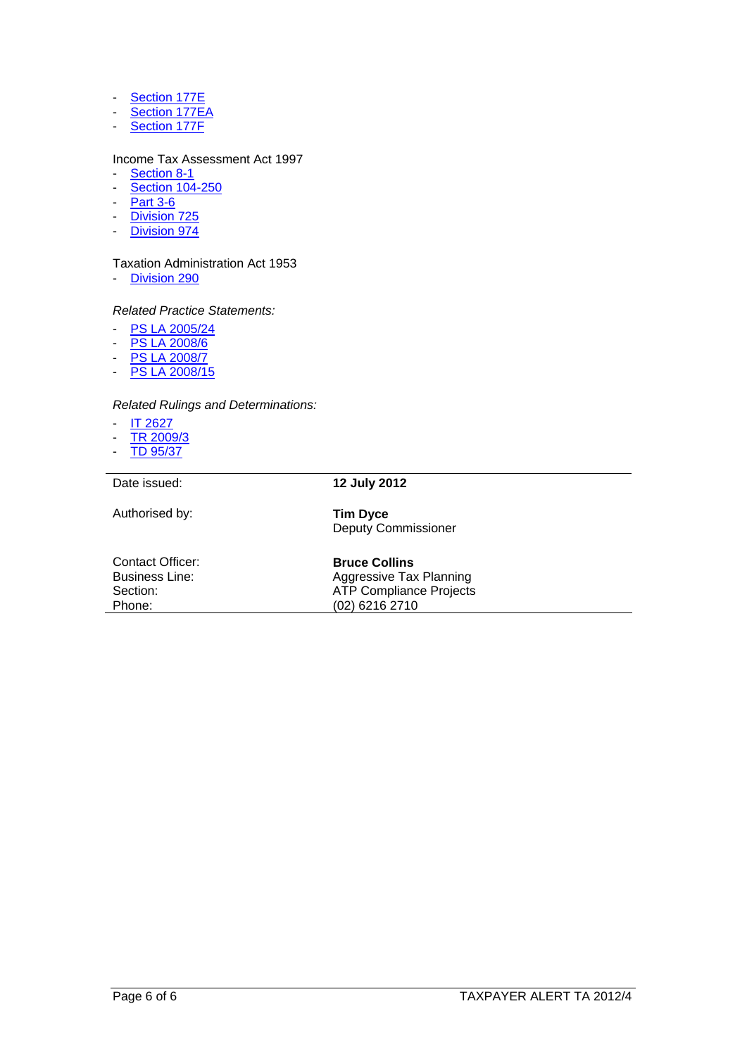- Section 177E
- Section 177EA
- Section 177F

Income Tax Assessment Act 1997

- Section 8-1
- Section 104-250
- Part 3-6
- Division 725
- Division 974

Taxation Administration Act 1953

- Division 290

*Related Practice Statements:*

- PS LA 2005/24
- PS LA 2008/6
- PS LA 2008/7
- PS LA 2008/15

*Related Rulings and Determinations:*

- IT 2627
- TR 2009/3
- TD 95/37

| | |
|---|---|
| Date issued: | **12 July 2012** |
| Authorised by: | **Tim Dyce**<br>Deputy Commissioner |
| Contact Officer: | **Bruce Collins** |
| Business Line: | Aggressive Tax Planning |
| Section: | ATP Compliance Projects |
| Phone: | (02) 6216 2710 |